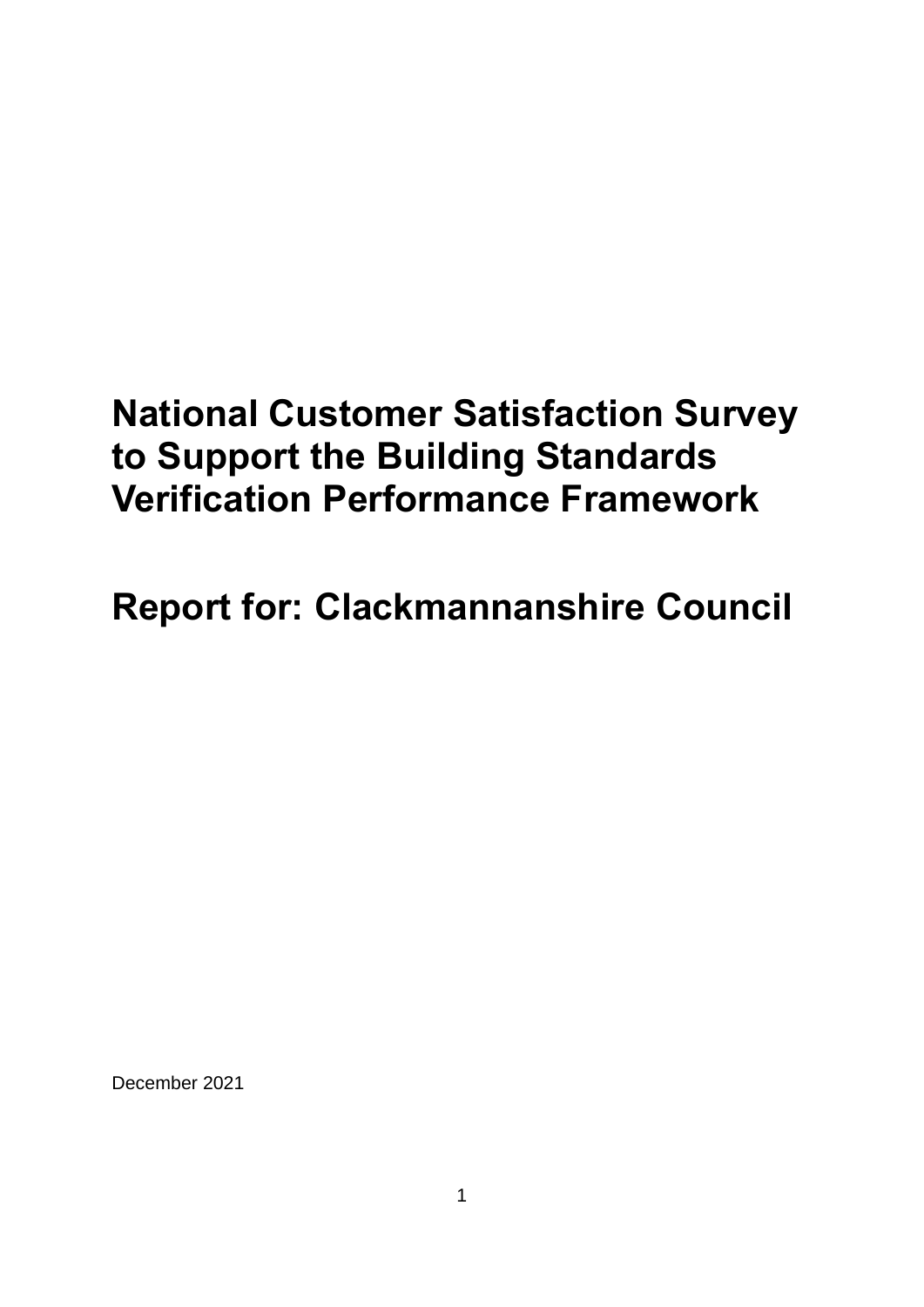# National Customer Satisfaction Survey to Support the Building Standards Verification Performance Framework

# Report for: Clackmannanshire Council

December 2021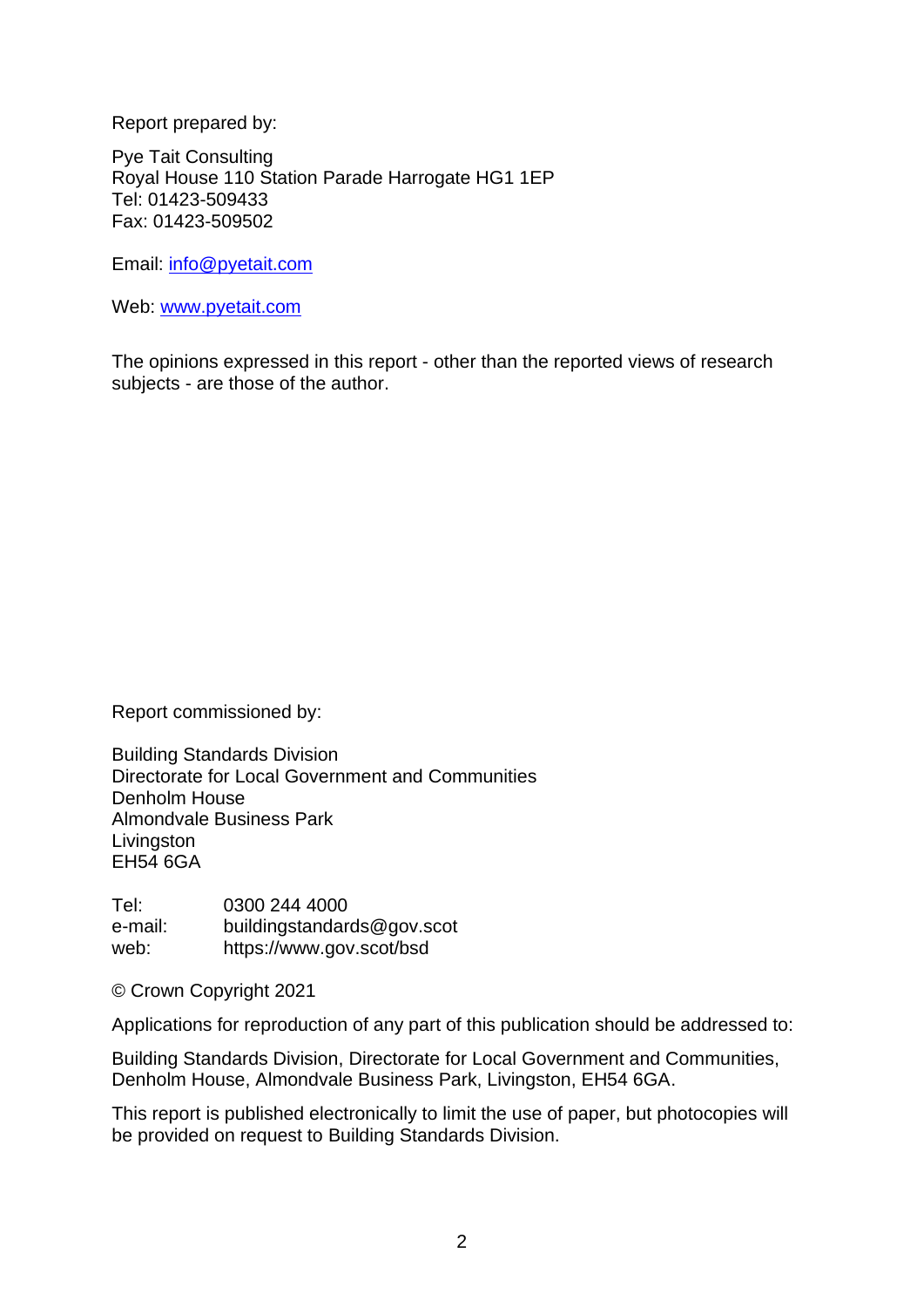Report prepared by:

Pye Tait Consulting
Royal House 110 Station Parade Harrogate HG1 1EP
Tel: 01423-509433
Fax: 01423-509502

Email: [info@pyetait.com](mailto:info@pyetait.com)

Web: [www.pyetait.com](http://www.pyetait.com)

The opinions expressed in this report - other than the reported views of research subjects - are those of the author.

Report commissioned by:

Building Standards Division
Directorate for Local Government and Communities
Denholm House
Almondvale Business Park
Livingston
EH54 6GA

| | |
|---|---|
| Tel: | 0300 244 4000 |
| e-mail: | buildingstandards@gov.scot |
| web: | https://www.gov.scot/bsd |

© Crown Copyright 2021

Applications for reproduction of any part of this publication should be addressed to:

Building Standards Division, Directorate for Local Government and Communities, Denholm House, Almondvale Business Park, Livingston, EH54 6GA.

This report is published electronically to limit the use of paper, but photocopies will be provided on request to Building Standards Division.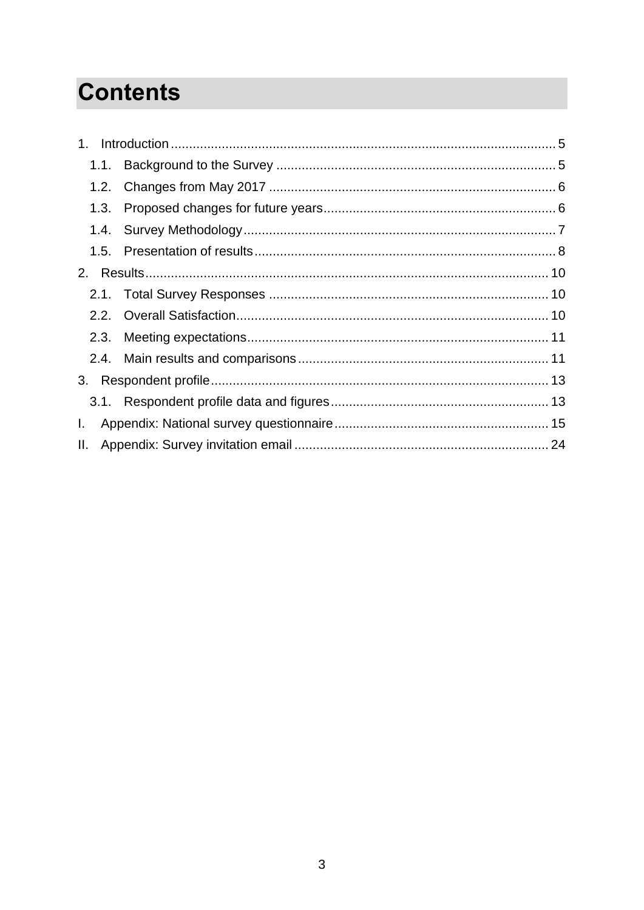# Contents

1. Introduction ........................................................................................................ 5
   - 1.1. Background to the Survey ............................................................................ 5
   - 1.2. Changes from May 2017 .............................................................................. 6
   - 1.3. Proposed changes for future years ............................................................... 6
   - 1.4. Survey Methodology ..................................................................................... 7
   - 1.5. Presentation of results .................................................................................. 8
2. Results ............................................................................................................. 10
   - 2.1. Total Survey Responses ............................................................................ 10
   - 2.2. Overall Satisfaction ..................................................................................... 10
   - 2.3. Meeting expectations .................................................................................. 11
   - 2.4. Main results and comparisons .................................................................... 11
3. Respondent profile ............................................................................................ 13
   - 3.1. Respondent profile data and figures ........................................................... 13

I. Appendix: National survey questionnaire .......................................................... 15

II. Appendix: Survey invitation email ..................................................................... 24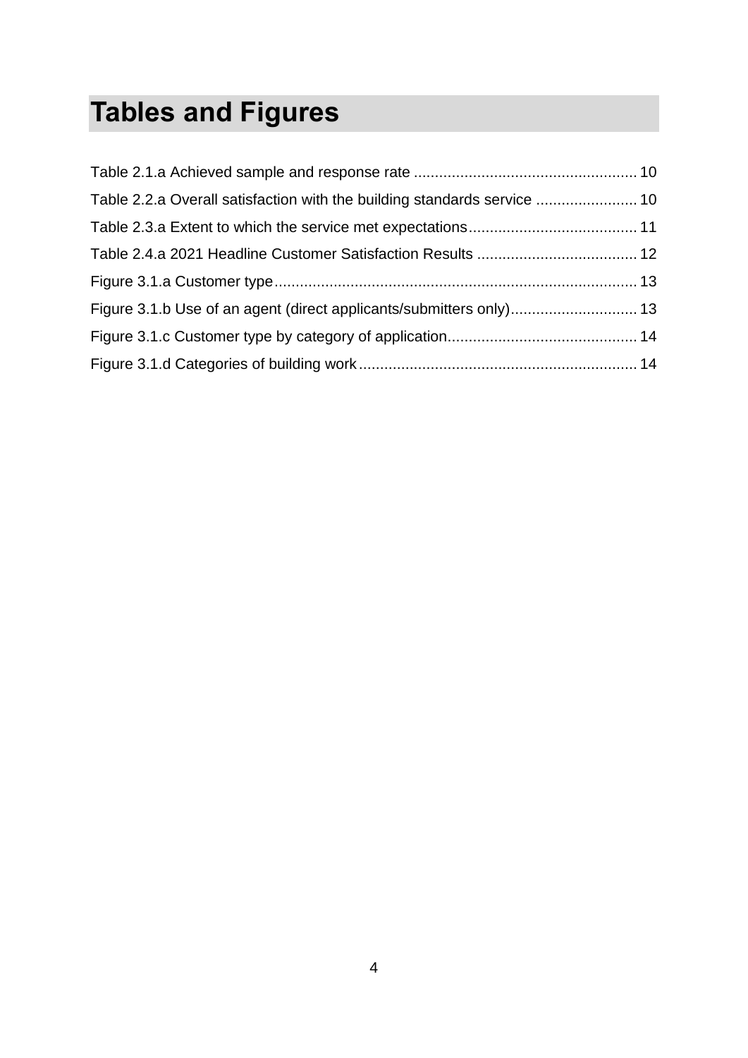# Tables and Figures

Table 2.1.a Achieved sample and response rate ..................................................... 10

Table 2.2.a Overall satisfaction with the building standards service ........................ 10

Table 2.3.a Extent to which the service met expectations........................................ 11

Table 2.4.a 2021 Headline Customer Satisfaction Results ...................................... 12

Figure 3.1.a Customer type...................................................................................... 13

Figure 3.1.b Use of an agent (direct applicants/submitters only).............................. 13

Figure 3.1.c Customer type by category of application............................................. 14

Figure 3.1.d Categories of building work.................................................................. 14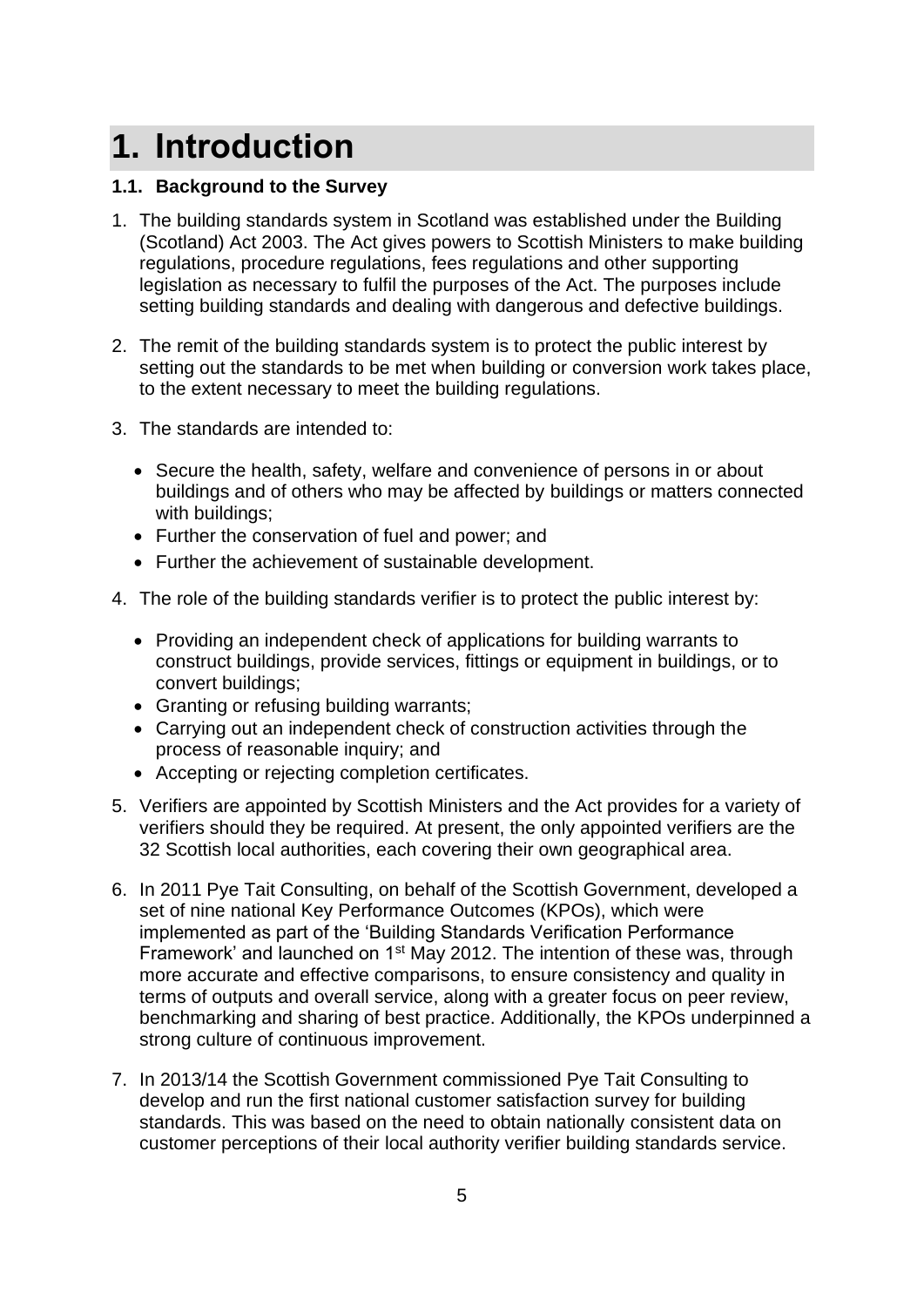# 1. Introduction

### 1.1. Background to the Survey

1. The building standards system in Scotland was established under the Building (Scotland) Act 2003. The Act gives powers to Scottish Ministers to make building regulations, procedure regulations, fees regulations and other supporting legislation as necessary to fulfil the purposes of the Act. The purposes include setting building standards and dealing with dangerous and defective buildings.

2. The remit of the building standards system is to protect the public interest by setting out the standards to be met when building or conversion work takes place, to the extent necessary to meet the building regulations.

3. The standards are intended to:

    - Secure the health, safety, welfare and convenience of persons in or about buildings and of others who may be affected by buildings or matters connected with buildings;
    - Further the conservation of fuel and power; and
    - Further the achievement of sustainable development.

4. The role of the building standards verifier is to protect the public interest by:

    - Providing an independent check of applications for building warrants to construct buildings, provide services, fittings or equipment in buildings, or to convert buildings;
    - Granting or refusing building warrants;
    - Carrying out an independent check of construction activities through the process of reasonable inquiry; and
    - Accepting or rejecting completion certificates.

5. Verifiers are appointed by Scottish Ministers and the Act provides for a variety of verifiers should they be required. At present, the only appointed verifiers are the 32 Scottish local authorities, each covering their own geographical area.

6. In 2011 Pye Tait Consulting, on behalf of the Scottish Government, developed a set of nine national Key Performance Outcomes (KPOs), which were implemented as part of the 'Building Standards Verification Performance Framework' and launched on 1st May 2012. The intention of these was, through more accurate and effective comparisons, to ensure consistency and quality in terms of outputs and overall service, along with a greater focus on peer review, benchmarking and sharing of best practice. Additionally, the KPOs underpinned a strong culture of continuous improvement.

7. In 2013/14 the Scottish Government commissioned Pye Tait Consulting to develop and run the first national customer satisfaction survey for building standards. This was based on the need to obtain nationally consistent data on customer perceptions of their local authority verifier building standards service.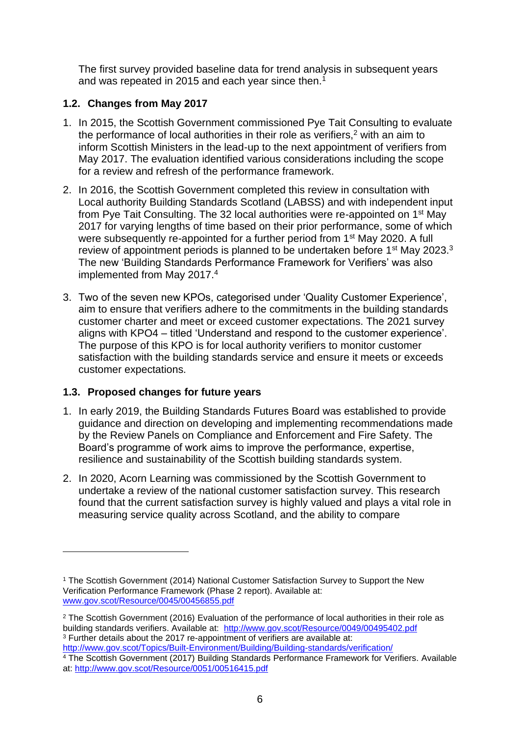The first survey provided baseline data for trend analysis in subsequent years and was repeated in 2015 and each year since then.[1]

### 1.2. Changes from May 2017

1. In 2015, the Scottish Government commissioned Pye Tait Consulting to evaluate the performance of local authorities in their role as verifiers,[2] with an aim to inform Scottish Ministers in the lead-up to the next appointment of verifiers from May 2017. The evaluation identified various considerations including the scope for a review and refresh of the performance framework.
2. In 2016, the Scottish Government completed this review in consultation with Local authority Building Standards Scotland (LABSS) and with independent input from Pye Tait Consulting. The 32 local authorities were re-appointed on 1st May 2017 for varying lengths of time based on their prior performance, some of which were subsequently re-appointed for a further period from 1st May 2020. A full review of appointment periods is planned to be undertaken before 1st May 2023.[3] The new 'Building Standards Performance Framework for Verifiers' was also implemented from May 2017.[4]
3. Two of the seven new KPOs, categorised under 'Quality Customer Experience', aim to ensure that verifiers adhere to the commitments in the building standards customer charter and meet or exceed customer expectations. The 2021 survey aligns with KPO4 – titled 'Understand and respond to the customer experience'. The purpose of this KPO is for local authority verifiers to monitor customer satisfaction with the building standards service and ensure it meets or exceeds customer expectations.

### 1.3. Proposed changes for future years

1. In early 2019, the Building Standards Futures Board was established to provide guidance and direction on developing and implementing recommendations made by the Review Panels on Compliance and Enforcement and Fire Safety. The Board's programme of work aims to improve the performance, expertise, resilience and sustainability of the Scottish building standards system.
2. In 2020, Acorn Learning was commissioned by the Scottish Government to undertake a review of the national customer satisfaction survey. This research found that the current satisfaction survey is highly valued and plays a vital role in measuring service quality across Scotland, and the ability to compare

---

[1] The Scottish Government (2014) National Customer Satisfaction Survey to Support the New Verification Performance Framework (Phase 2 report). Available at: www.gov.scot/Resource/0045/00456855.pdf

[2] The Scottish Government (2016) Evaluation of the performance of local authorities in their role as building standards verifiers. Available at: http://www.gov.scot/Resource/0049/00495402.pdf

[3] Further details about the 2017 re-appointment of verifiers are available at: http://www.gov.scot/Topics/Built-Environment/Building/Building-standards/verification/

[4] The Scottish Government (2017) Building Standards Performance Framework for Verifiers. Available at: http://www.gov.scot/Resource/0051/00516415.pdf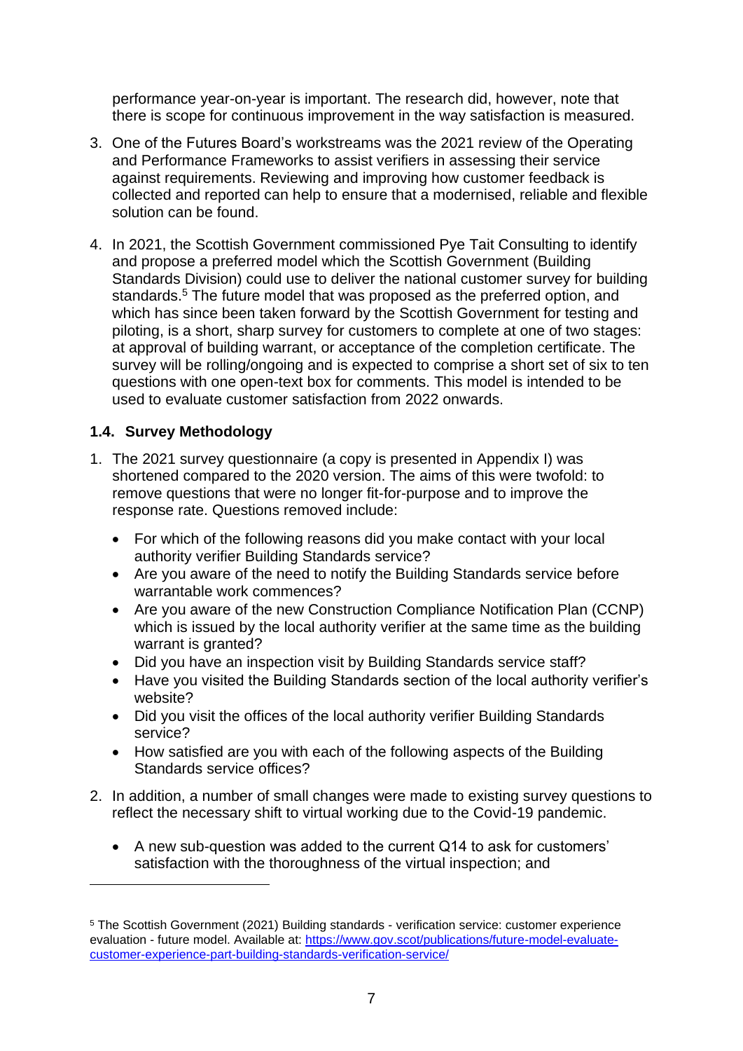performance year-on-year is important. The research did, however, note that there is scope for continuous improvement in the way satisfaction is measured.

3. One of the Futures Board's workstreams was the 2021 review of the Operating and Performance Frameworks to assist verifiers in assessing their service against requirements. Reviewing and improving how customer feedback is collected and reported can help to ensure that a modernised, reliable and flexible solution can be found.

4. In 2021, the Scottish Government commissioned Pye Tait Consulting to identify and propose a preferred model which the Scottish Government (Building Standards Division) could use to deliver the national customer survey for building standards.[5] The future model that was proposed as the preferred option, and which has since been taken forward by the Scottish Government for testing and piloting, is a short, sharp survey for customers to complete at one of two stages: at approval of building warrant, or acceptance of the completion certificate. The survey will be rolling/ongoing and is expected to comprise a short set of six to ten questions with one open-text box for comments. This model is intended to be used to evaluate customer satisfaction from 2022 onwards.

### 1.4. Survey Methodology

1. The 2021 survey questionnaire (a copy is presented in Appendix I) was shortened compared to the 2020 version. The aims of this were twofold: to remove questions that were no longer fit-for-purpose and to improve the response rate. Questions removed include:
   - For which of the following reasons did you make contact with your local authority verifier Building Standards service?
   - Are you aware of the need to notify the Building Standards service before warrantable work commences?
   - Are you aware of the new Construction Compliance Notification Plan (CCNP) which is issued by the local authority verifier at the same time as the building warrant is granted?
   - Did you have an inspection visit by Building Standards service staff?
   - Have you visited the Building Standards section of the local authority verifier's website?
   - Did you visit the offices of the local authority verifier Building Standards service?
   - How satisfied are you with each of the following aspects of the Building Standards service offices?

2. In addition, a number of small changes were made to existing survey questions to reflect the necessary shift to virtual working due to the Covid-19 pandemic.
   - A new sub-question was added to the current Q14 to ask for customers' satisfaction with the thoroughness of the virtual inspection; and

---

[5] The Scottish Government (2021) Building standards - verification service: customer experience evaluation - future model. Available at: https://www.gov.scot/publications/future-model-evaluate-customer-experience-part-building-standards-verification-service/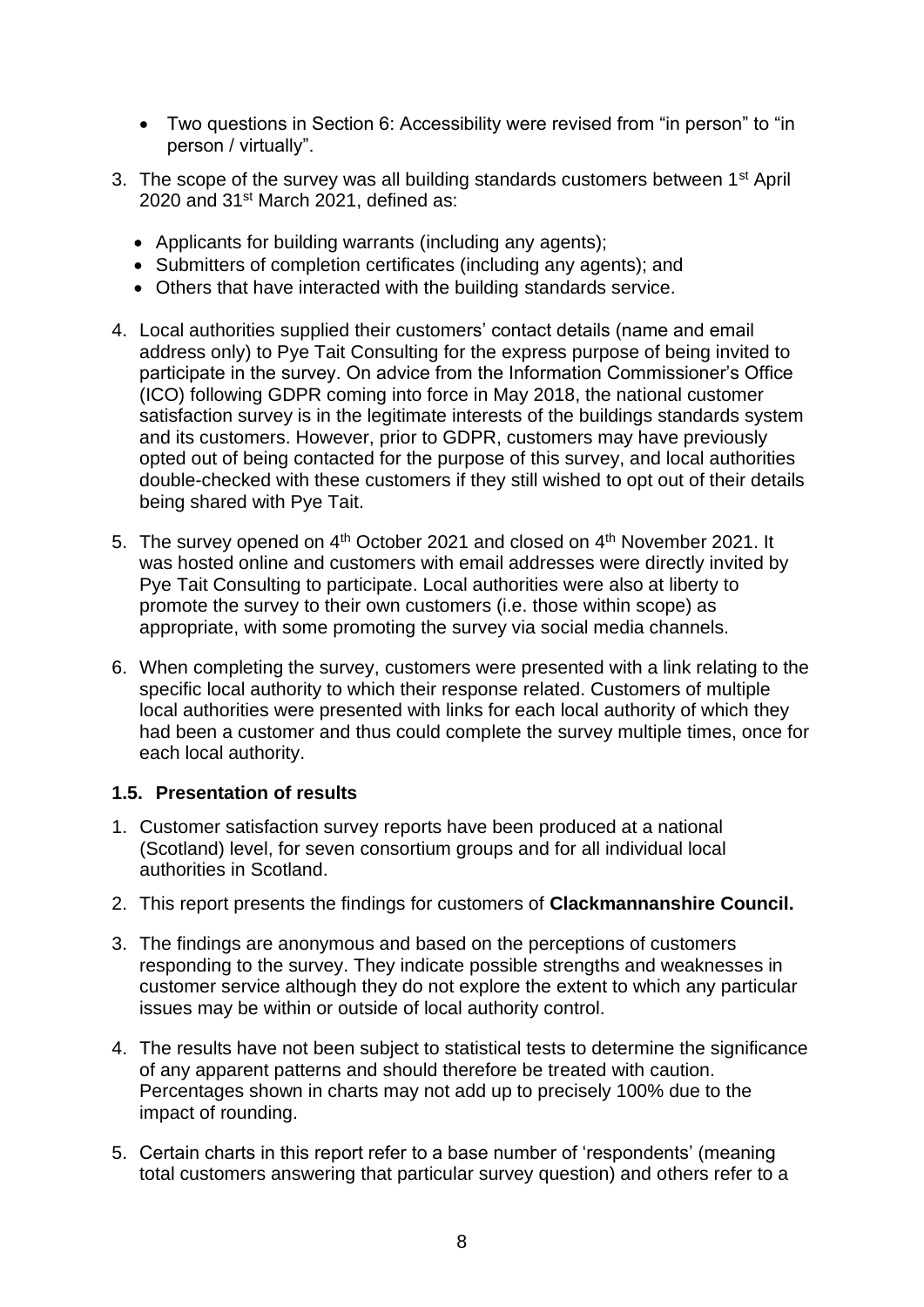- Two questions in Section 6: Accessibility were revised from "in person" to "in person / virtually".

3. The scope of the survey was all building standards customers between 1st April 2020 and 31st March 2021, defined as:
   - Applicants for building warrants (including any agents);
   - Submitters of completion certificates (including any agents); and
   - Others that have interacted with the building standards service.

4. Local authorities supplied their customers' contact details (name and email address only) to Pye Tait Consulting for the express purpose of being invited to participate in the survey. On advice from the Information Commissioner's Office (ICO) following GDPR coming into force in May 2018, the national customer satisfaction survey is in the legitimate interests of the buildings standards system and its customers. However, prior to GDPR, customers may have previously opted out of being contacted for the purpose of this survey, and local authorities double-checked with these customers if they still wished to opt out of their details being shared with Pye Tait.

5. The survey opened on 4th October 2021 and closed on 4th November 2021. It was hosted online and customers with email addresses were directly invited by Pye Tait Consulting to participate. Local authorities were also at liberty to promote the survey to their own customers (i.e. those within scope) as appropriate, with some promoting the survey via social media channels.

6. When completing the survey, customers were presented with a link relating to the specific local authority to which their response related. Customers of multiple local authorities were presented with links for each local authority of which they had been a customer and thus could complete the survey multiple times, once for each local authority.

### 1.5. Presentation of results

1. Customer satisfaction survey reports have been produced at a national (Scotland) level, for seven consortium groups and for all individual local authorities in Scotland.

2. This report presents the findings for customers of **Clackmannanshire Council.**

3. The findings are anonymous and based on the perceptions of customers responding to the survey. They indicate possible strengths and weaknesses in customer service although they do not explore the extent to which any particular issues may be within or outside of local authority control.

4. The results have not been subject to statistical tests to determine the significance of any apparent patterns and should therefore be treated with caution. Percentages shown in charts may not add up to precisely 100% due to the impact of rounding.

5. Certain charts in this report refer to a base number of 'respondents' (meaning total customers answering that particular survey question) and others refer to a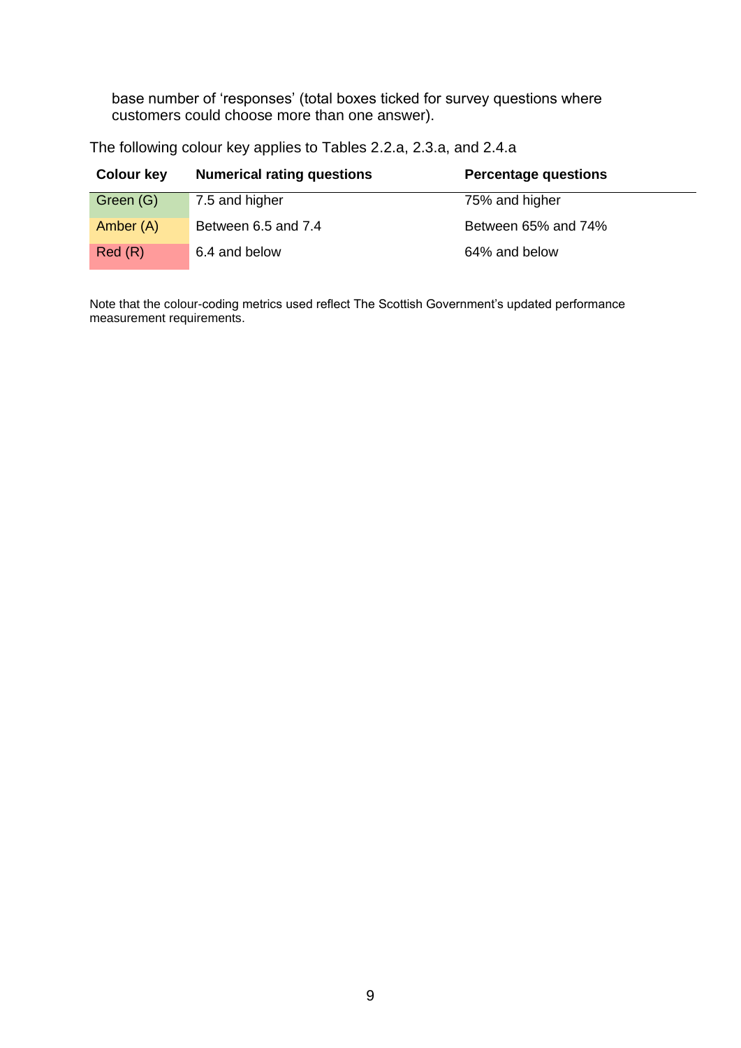base number of 'responses' (total boxes ticked for survey questions where customers could choose more than one answer).

The following colour key applies to Tables 2.2.a, 2.3.a, and 2.4.a

| Colour key | Numerical rating questions | Percentage questions |
|---|---|---|
| Green (G) | 7.5 and higher | 75% and higher |
| Amber (A) | Between 6.5 and 7.4 | Between 65% and 74% |
| Red (R) | 6.4 and below | 64% and below |

Note that the colour-coding metrics used reflect The Scottish Government's updated performance measurement requirements.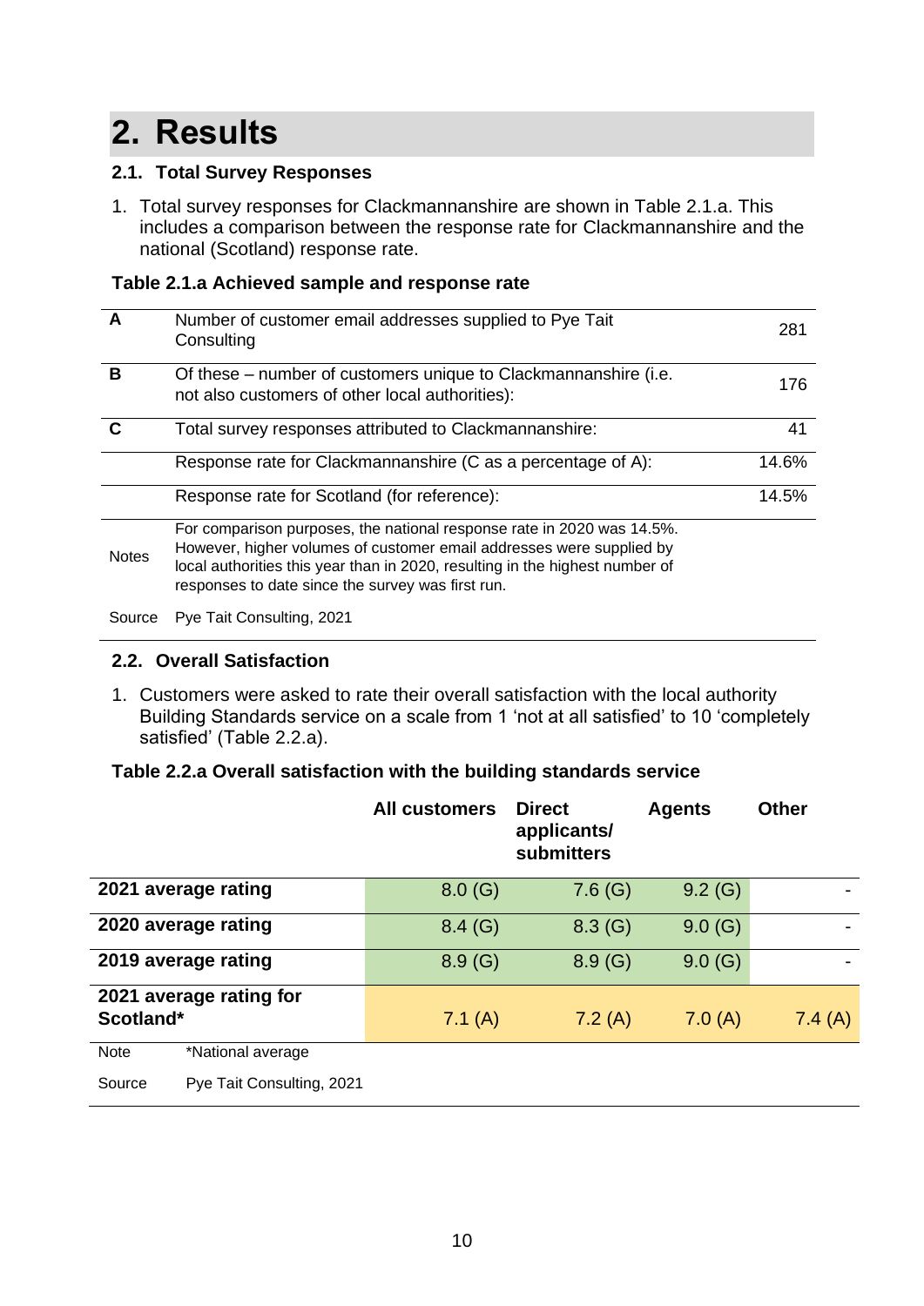# 2. Results

## 2.1. Total Survey Responses

1. Total survey responses for Clackmannanshire are shown in Table 2.1.a. This includes a comparison between the response rate for Clackmannanshire and the national (Scotland) response rate.

**Table 2.1.a Achieved sample and response rate**

| | | |
|---|---|---|
| **A** | Number of customer email addresses supplied to Pye Tait Consulting | 281 |
| **B** | Of these – number of customers unique to Clackmannanshire (i.e. not also customers of other local authorities): | 176 |
| **C** | Total survey responses attributed to Clackmannanshire: | 41 |
| | Response rate for Clackmannanshire (C as a percentage of A): | 14.6% |
| | Response rate for Scotland (for reference): | 14.5% |
| Notes | For comparison purposes, the national response rate in 2020 was 14.5%. However, higher volumes of customer email addresses were supplied by local authorities this year than in 2020, resulting in the highest number of responses to date since the survey was first run. | |
| Source | Pye Tait Consulting, 2021 | |

## 2.2. Overall Satisfaction

1. Customers were asked to rate their overall satisfaction with the local authority Building Standards service on a scale from 1 'not at all satisfied' to 10 'completely satisfied' (Table 2.2.a).

**Table 2.2.a Overall satisfaction with the building standards service**

| | All customers | Direct applicants/ submitters | Agents | Other |
|---|---|---|---|---|
| **2021 average rating** | 8.0 (G) | 7.6 (G) | 9.2 (G) | - |
| **2020 average rating** | 8.4 (G) | 8.3 (G) | 9.0 (G) | - |
| **2019 average rating** | 8.9 (G) | 8.9 (G) | 9.0 (G) | - |
| **2021 average rating for Scotland*** | 7.1 (A) | 7.2 (A) | 7.0 (A) | 7.4 (A) |

Note *National average

Source Pye Tait Consulting, 2021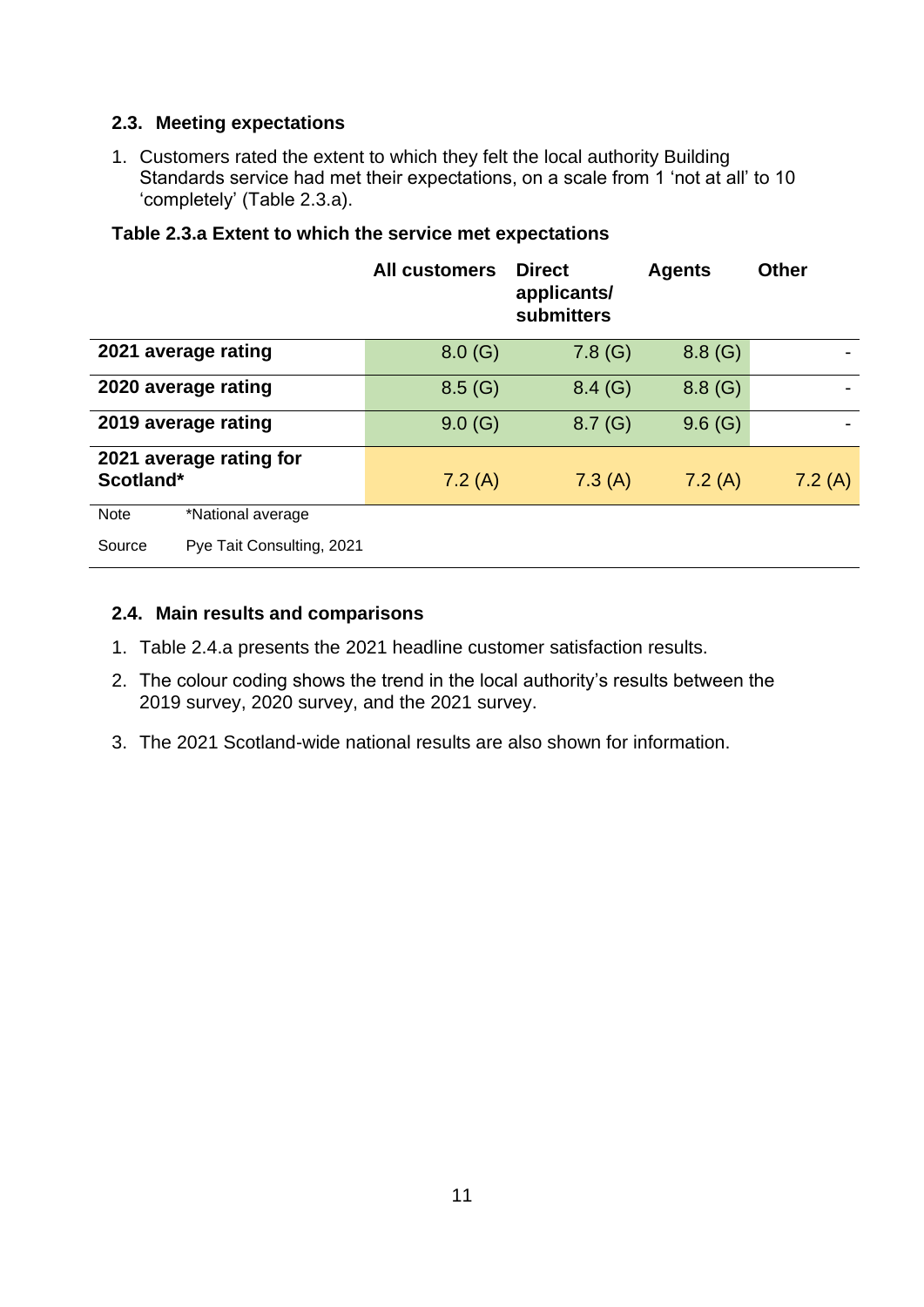### 2.3. Meeting expectations

1. Customers rated the extent to which they felt the local authority Building Standards service had met their expectations, on a scale from 1 'not at all' to 10 'completely' (Table 2.3.a).

**Table 2.3.a Extent to which the service met expectations**

| | All customers | Direct applicants/ submitters | Agents | Other |
|---|---|---|---|---|
| **2021 average rating** | 8.0 (G) | 7.8 (G) | 8.8 (G) | - |
| **2020 average rating** | 8.5 (G) | 8.4 (G) | 8.8 (G) | - |
| **2019 average rating** | 9.0 (G) | 8.7 (G) | 9.6 (G) | - |
| **2021 average rating for Scotland*** | 7.2 (A) | 7.3 (A) | 7.2 (A) | 7.2 (A) |

Note *National average

Source Pye Tait Consulting, 2021

### 2.4. Main results and comparisons

1. Table 2.4.a presents the 2021 headline customer satisfaction results.
2. The colour coding shows the trend in the local authority's results between the 2019 survey, 2020 survey, and the 2021 survey.
3. The 2021 Scotland-wide national results are also shown for information.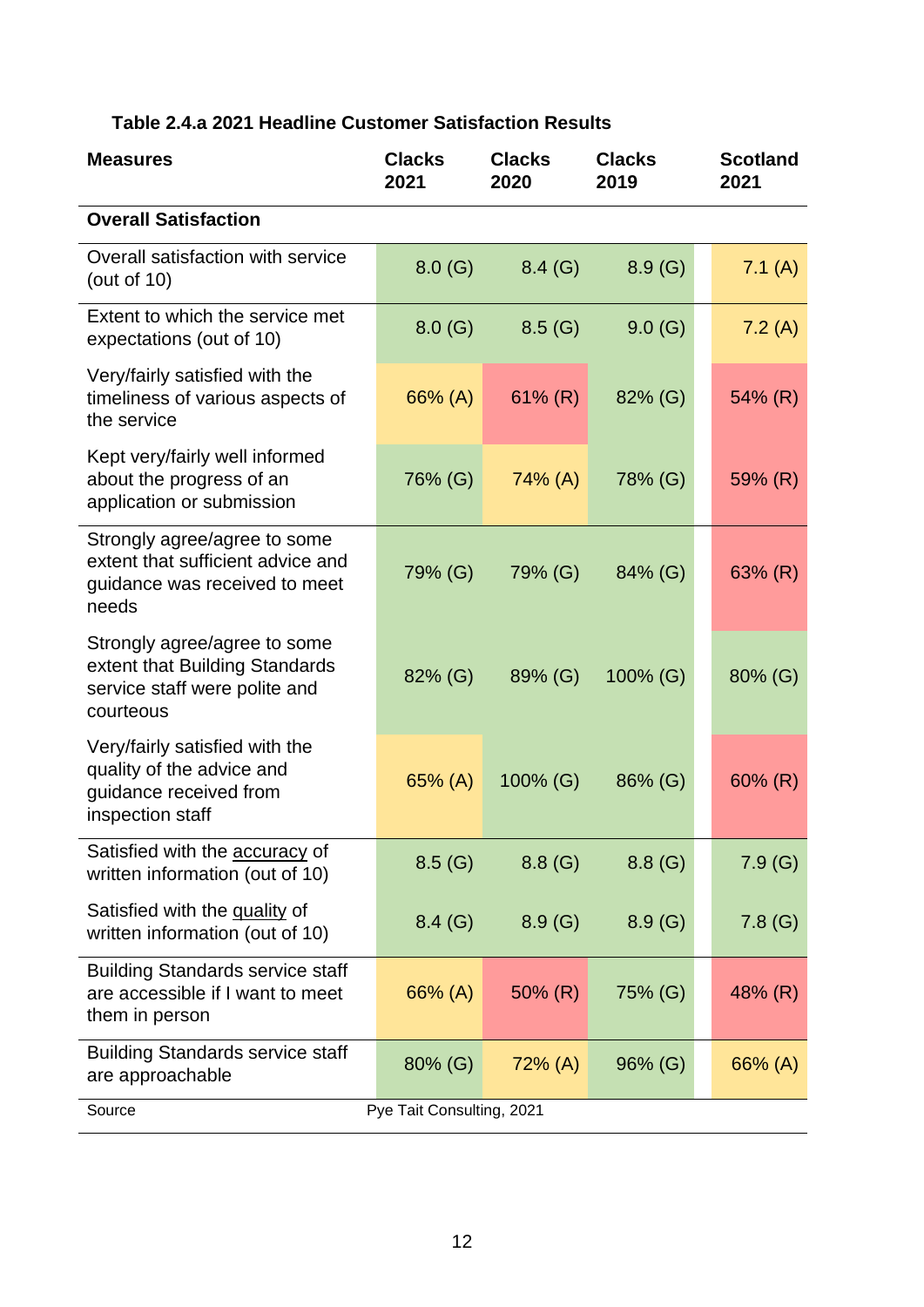**Table 2.4.a 2021 Headline Customer Satisfaction Results**

| Measures | Clacks 2021 | Clacks 2020 | Clacks 2019 | Scotland 2021 |
|---|---|---|---|---|
| **Overall Satisfaction** | | | | |
| Overall satisfaction with service (out of 10) | 8.0 (G) | 8.4 (G) | 8.9 (G) | 7.1 (A) |
| Extent to which the service met expectations (out of 10) | 8.0 (G) | 8.5 (G) | 9.0 (G) | 7.2 (A) |
| Very/fairly satisfied with the timeliness of various aspects of the service | 66% (A) | 61% (R) | 82% (G) | 54% (R) |
| Kept very/fairly well informed about the progress of an application or submission | 76% (G) | 74% (A) | 78% (G) | 59% (R) |
| Strongly agree/agree to some extent that sufficient advice and guidance was received to meet needs | 79% (G) | 79% (G) | 84% (G) | 63% (R) |
| Strongly agree/agree to some extent that Building Standards service staff were polite and courteous | 82% (G) | 89% (G) | 100% (G) | 80% (G) |
| Very/fairly satisfied with the quality of the advice and guidance received from inspection staff | 65% (A) | 100% (G) | 86% (G) | 60% (R) |
| Satisfied with the accuracy of written information (out of 10) | 8.5 (G) | 8.8 (G) | 8.8 (G) | 7.9 (G) |
| Satisfied with the quality of written information (out of 10) | 8.4 (G) | 8.9 (G) | 8.9 (G) | 7.8 (G) |
| Building Standards service staff are accessible if I want to meet them in person | 66% (A) | 50% (R) | 75% (G) | 48% (R) |
| Building Standards service staff are approachable | 80% (G) | 72% (A) | 96% (G) | 66% (A) |
| Source | Pye Tait Consulting, 2021 | | | |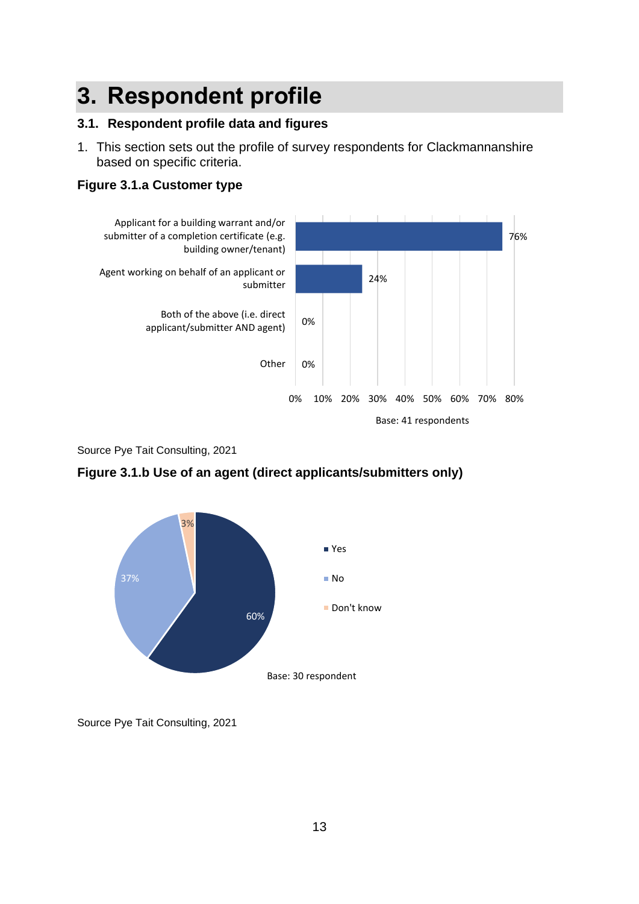# 3. Respondent profile

## 3.1. Respondent profile data and figures

1. This section sets out the profile of survey respondents for Clackmannanshire based on specific criteria.

### Figure 3.1.a Customer type

| Customer type | Percentage |
|---|---|
| Applicant for a building warrant and/or submitter of a completion certificate (e.g. building owner/tenant) | 76% |
| Agent working on behalf of an applicant or submitter | 24% |
| Both of the above (i.e. direct applicant/submitter AND agent) | 0% |
| Other | 0% |

Base: 41 respondents

Source Pye Tait Consulting, 2021

### Figure 3.1.b Use of an agent (direct applicants/submitters only)

| Response | Percentage |
|---|---|
| Yes | 60% |
| No | 37% |
| Don't know | 3% |

Base: 30 respondent

Source Pye Tait Consulting, 2021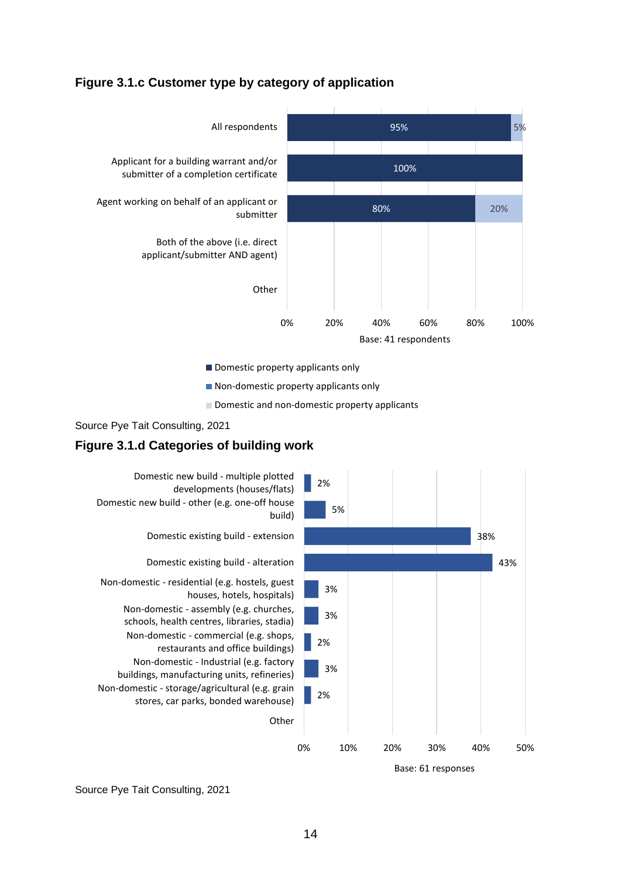### Figure 3.1.c Customer type by category of application

| Category | Domestic property applicants only | Non-domestic property applicants only | Domestic and non-domestic property applicants |
|---|---|---|---|
| All respondents | 95% | | 5% |
| Applicant for a building warrant and/or submitter of a completion certificate | 100% | | |
| Agent working on behalf of an applicant or submitter | 80% | | 20% |
| Both of the above (i.e. direct applicant/submitter AND agent) | | | |
| Other | | | |

Base: 41 respondents

Source Pye Tait Consulting, 2021

### Figure 3.1.d Categories of building work

| Category | % |
|---|---|
| Domestic new build - multiple plotted developments (houses/flats) | 2% |
| Domestic new build - other (e.g. one-off house build) | 5% |
| Domestic existing build - extension | 38% |
| Domestic existing build - alteration | 43% |
| Non-domestic - residential (e.g. hostels, guest houses, hotels, hospitals) | 3% |
| Non-domestic - assembly (e.g. churches, schools, health centres, libraries, stadia) | 3% |
| Non-domestic - commercial (e.g. shops, restaurants and office buildings) | 2% |
| Non-domestic - Industrial (e.g. factory buildings, manufacturing units, refineries) | 3% |
| Non-domestic - storage/agricultural (e.g. grain stores, car parks, bonded warehouse) | 2% |
| Other | |

Base: 61 responses

Source Pye Tait Consulting, 2021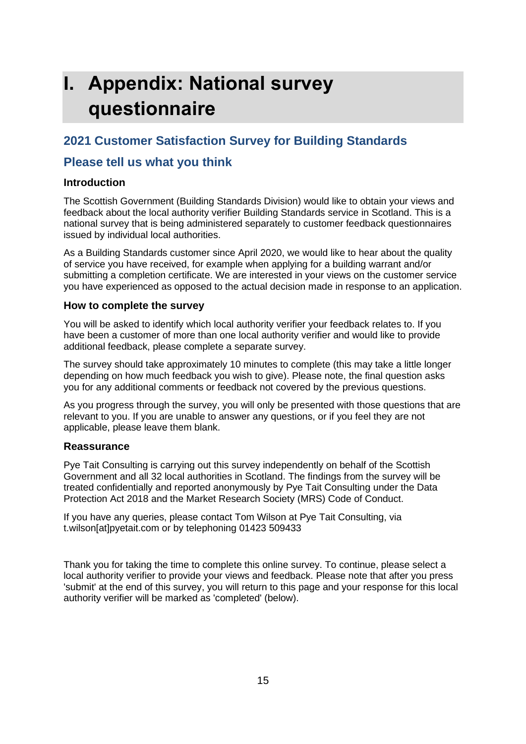# I. Appendix: National survey questionnaire

## 2021 Customer Satisfaction Survey for Building Standards

## Please tell us what you think

### Introduction

The Scottish Government (Building Standards Division) would like to obtain your views and feedback about the local authority verifier Building Standards service in Scotland. This is a national survey that is being administered separately to customer feedback questionnaires issued by individual local authorities.

As a Building Standards customer since April 2020, we would like to hear about the quality of service you have received, for example when applying for a building warrant and/or submitting a completion certificate. We are interested in your views on the customer service you have experienced as opposed to the actual decision made in response to an application.

### How to complete the survey

You will be asked to identify which local authority verifier your feedback relates to. If you have been a customer of more than one local authority verifier and would like to provide additional feedback, please complete a separate survey.

The survey should take approximately 10 minutes to complete (this may take a little longer depending on how much feedback you wish to give). Please note, the final question asks you for any additional comments or feedback not covered by the previous questions.

As you progress through the survey, you will only be presented with those questions that are relevant to you. If you are unable to answer any questions, or if you feel they are not applicable, please leave them blank.

### Reassurance

Pye Tait Consulting is carrying out this survey independently on behalf of the Scottish Government and all 32 local authorities in Scotland. The findings from the survey will be treated confidentially and reported anonymously by Pye Tait Consulting under the Data Protection Act 2018 and the Market Research Society (MRS) Code of Conduct.

If you have any queries, please contact Tom Wilson at Pye Tait Consulting, via t.wilson[at]pyetait.com or by telephoning 01423 509433

Thank you for taking the time to complete this online survey. To continue, please select a local authority verifier to provide your views and feedback. Please note that after you press 'submit' at the end of this survey, you will return to this page and your response for this local authority verifier will be marked as 'completed' (below).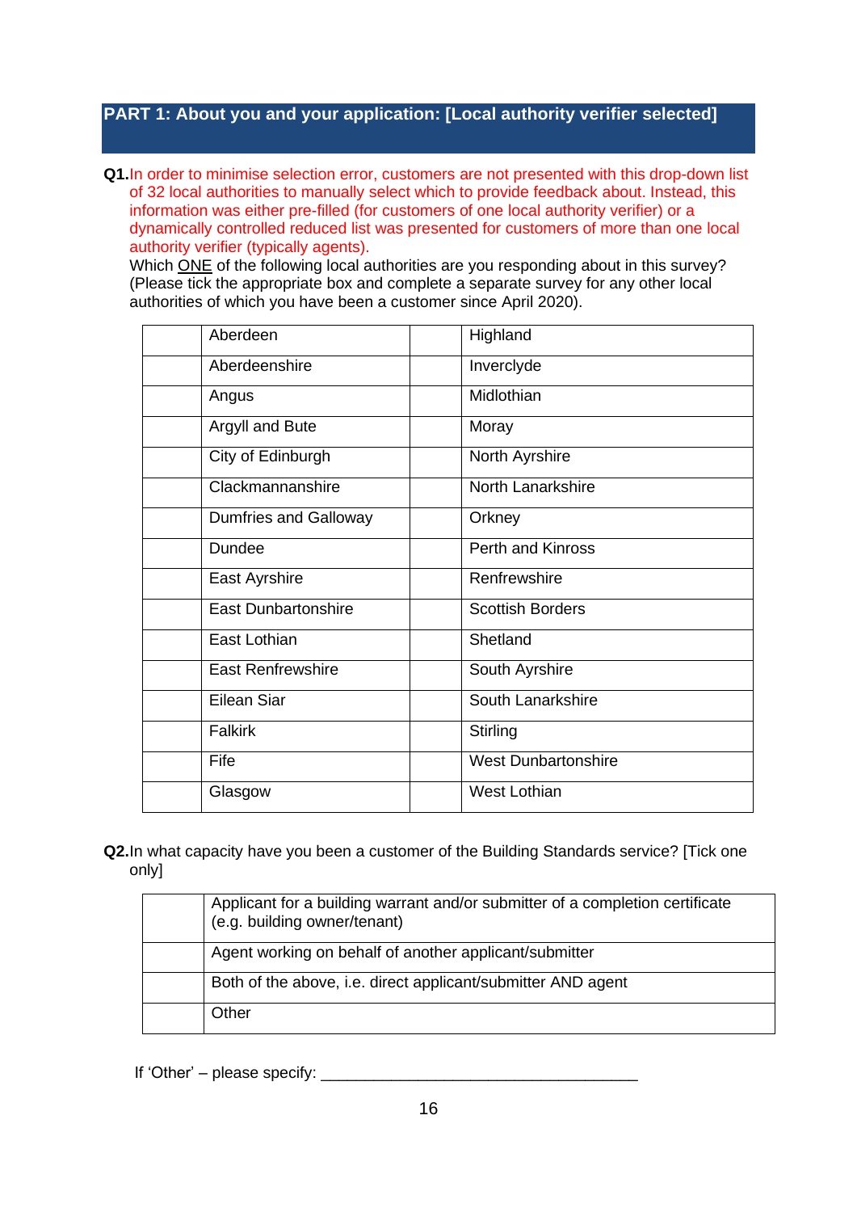## PART 1: About you and your application: [Local authority verifier selected]

**Q1.** In order to minimise selection error, customers are not presented with this drop-down list of 32 local authorities to manually select which to provide feedback about. Instead, this information was either pre-filled (for customers of one local authority verifier) or a dynamically controlled reduced list was presented for customers of more than one local authority verifier (typically agents).

Which ONE of the following local authorities are you responding about in this survey? (Please tick the appropriate box and complete a separate survey for any other local authorities of which you have been a customer since April 2020).

| | | | |
|---|---|---|---|
| | Aberdeen | | Highland |
| | Aberdeenshire | | Inverclyde |
| | Angus | | Midlothian |
| | Argyll and Bute | | Moray |
| | City of Edinburgh | | North Ayrshire |
| | Clackmannanshire | | North Lanarkshire |
| | Dumfries and Galloway | | Orkney |
| | Dundee | | Perth and Kinross |
| | East Ayrshire | | Renfrewshire |
| | East Dunbartonshire | | Scottish Borders |
| | East Lothian | | Shetland |
| | East Renfrewshire | | South Ayrshire |
| | Eilean Siar | | South Lanarkshire |
| | Falkirk | | Stirling |
| | Fife | | West Dunbartonshire |
| | Glasgow | | West Lothian |

**Q2.** In what capacity have you been a customer of the Building Standards service? [Tick one only]

| | |
|---|---|
| | Applicant for a building warrant and/or submitter of a completion certificate (e.g. building owner/tenant) |
| | Agent working on behalf of another applicant/submitter |
| | Both of the above, i.e. direct applicant/submitter AND agent |
| | Other |

If 'Other' – please specify: ____________________________________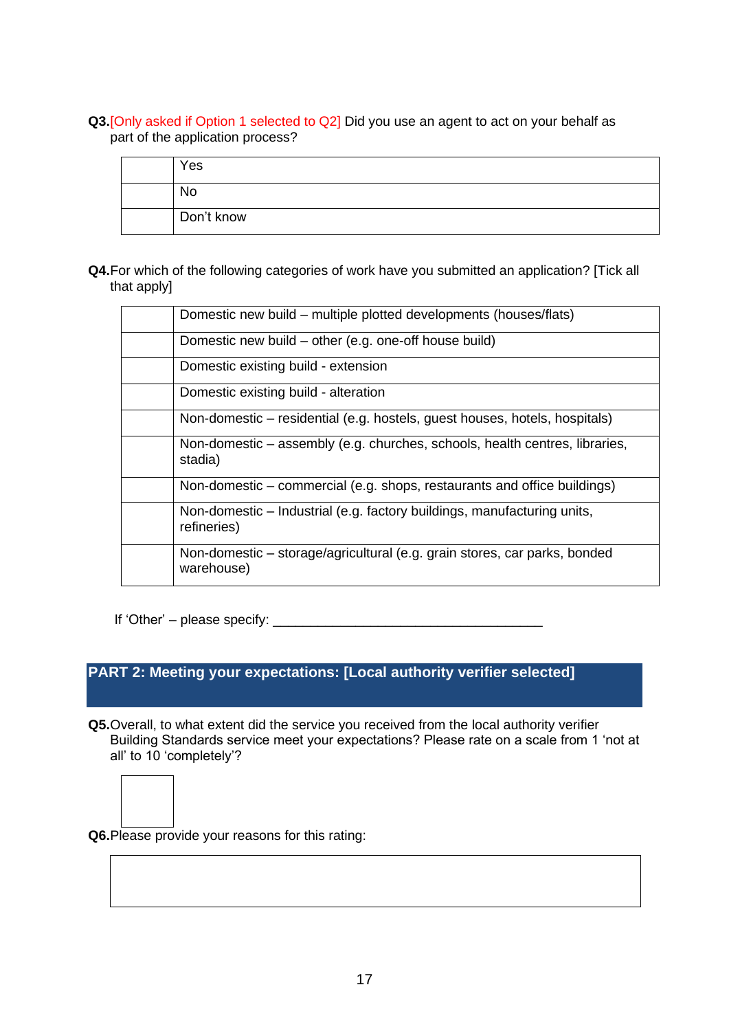**Q3.**[Only asked if Option 1 selected to Q2] Did you use an agent to act on your behalf as part of the application process?

| | |
|---|---|
| | Yes |
| | No |
| | Don't know |

**Q4.**For which of the following categories of work have you submitted an application? [Tick all that apply]

| | |
|---|---|
| | Domestic new build – multiple plotted developments (houses/flats) |
| | Domestic new build – other (e.g. one-off house build) |
| | Domestic existing build - extension |
| | Domestic existing build - alteration |
| | Non-domestic – residential (e.g. hostels, guest houses, hotels, hospitals) |
| | Non-domestic – assembly (e.g. churches, schools, health centres, libraries, stadia) |
| | Non-domestic – commercial (e.g. shops, restaurants and office buildings) |
| | Non-domestic – Industrial (e.g. factory buildings, manufacturing units, refineries) |
| | Non-domestic – storage/agricultural (e.g. grain stores, car parks, bonded warehouse) |

If 'Other' – please specify: ____________________________________

## PART 2: Meeting your expectations: [Local authority verifier selected]

**Q5.**Overall, to what extent did the service you received from the local authority verifier Building Standards service meet your expectations? Please rate on a scale from 1 'not at all' to 10 'completely'?

| |
|---|
| |

**Q6.**Please provide your reasons for this rating:

| |
|---|
| |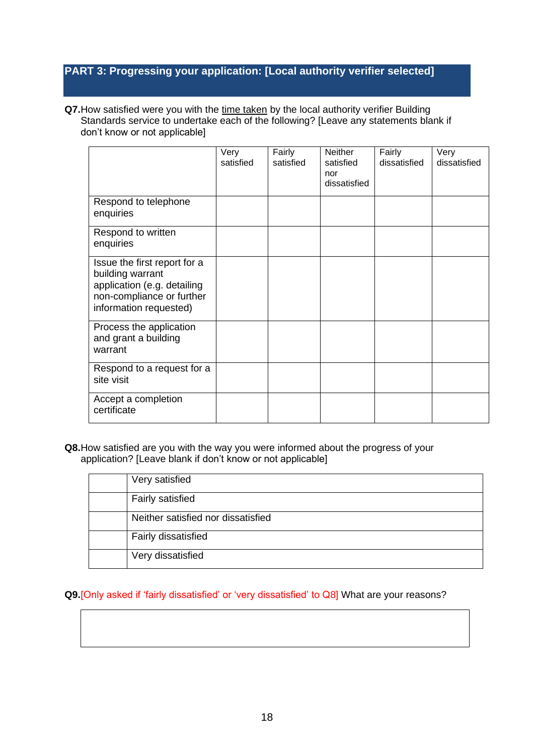## PART 3: Progressing your application: [Local authority verifier selected]

**Q7.** How satisfied were you with the time taken by the local authority verifier Building Standards service to undertake each of the following? [Leave any statements blank if don't know or not applicable]

| | Very satisfied | Fairly satisfied | Neither satisfied nor dissatisfied | Fairly dissatisfied | Very dissatisfied |
|---|---|---|---|---|---|
| Respond to telephone enquiries | | | | | |
| Respond to written enquiries | | | | | |
| Issue the first report for a building warrant application (e.g. detailing non-compliance or further information requested) | | | | | |
| Process the application and grant a building warrant | | | | | |
| Respond to a request for a site visit | | | | | |
| Accept a completion certificate | | | | | |

**Q8.** How satisfied are you with the way you were informed about the progress of your application? [Leave blank if don't know or not applicable]

| | |
|---|---|
| | Very satisfied |
| | Fairly satisfied |
| | Neither satisfied nor dissatisfied |
| | Fairly dissatisfied |
| | Very dissatisfied |

**Q9.** [Only asked if 'fairly dissatisfied' or 'very dissatisfied' to Q8] What are your reasons?

| |
|---|
| |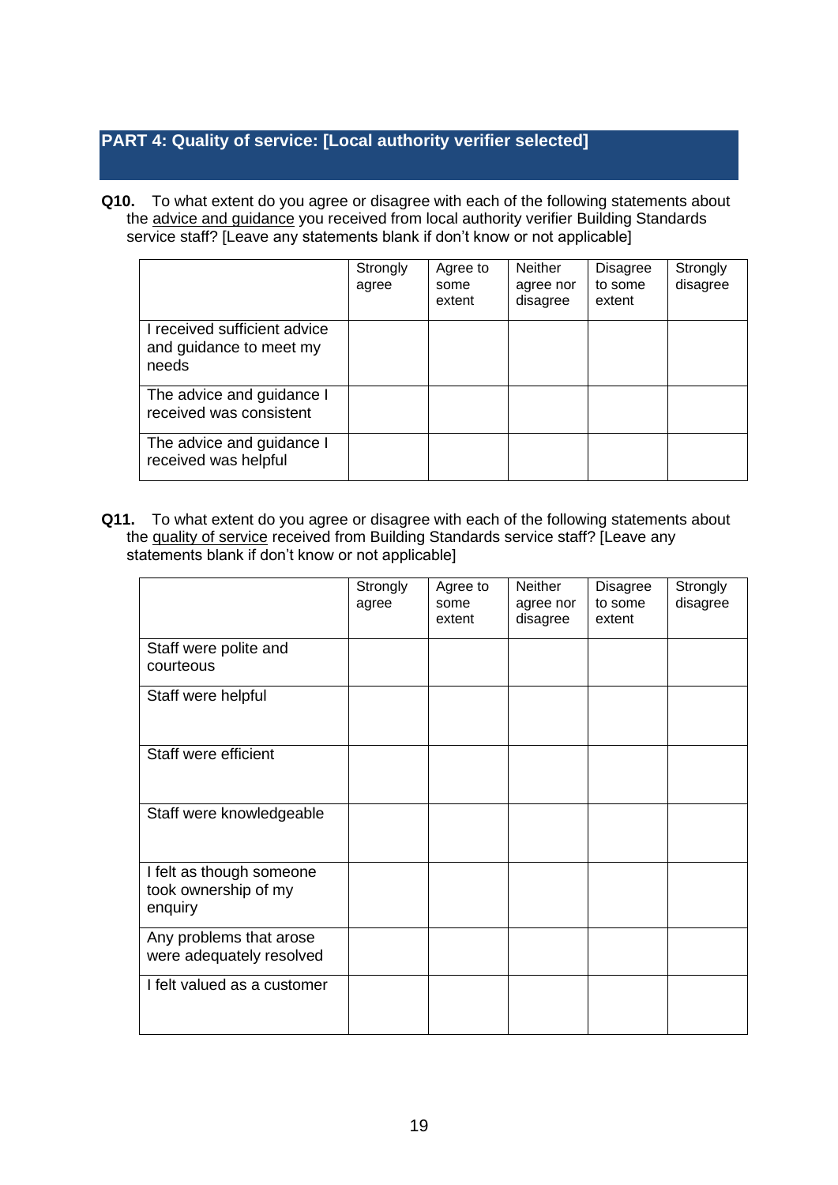## PART 4: Quality of service: [Local authority verifier selected]

**Q10.** To what extent do you agree or disagree with each of the following statements about the advice and guidance you received from local authority verifier Building Standards service staff? [Leave any statements blank if don't know or not applicable]

| | Strongly agree | Agree to some extent | Neither agree nor disagree | Disagree to some extent | Strongly disagree |
|---|---|---|---|---|---|
| I received sufficient advice and guidance to meet my needs | | | | | |
| The advice and guidance I received was consistent | | | | | |
| The advice and guidance I received was helpful | | | | | |

**Q11.** To what extent do you agree or disagree with each of the following statements about the quality of service received from Building Standards service staff? [Leave any statements blank if don't know or not applicable]

| | Strongly agree | Agree to some extent | Neither agree nor disagree | Disagree to some extent | Strongly disagree |
|---|---|---|---|---|---|
| Staff were polite and courteous | | | | | |
| Staff were helpful | | | | | |
| Staff were efficient | | | | | |
| Staff were knowledgeable | | | | | |
| I felt as though someone took ownership of my enquiry | | | | | |
| Any problems that arose were adequately resolved | | | | | |
| I felt valued as a customer | | | | | |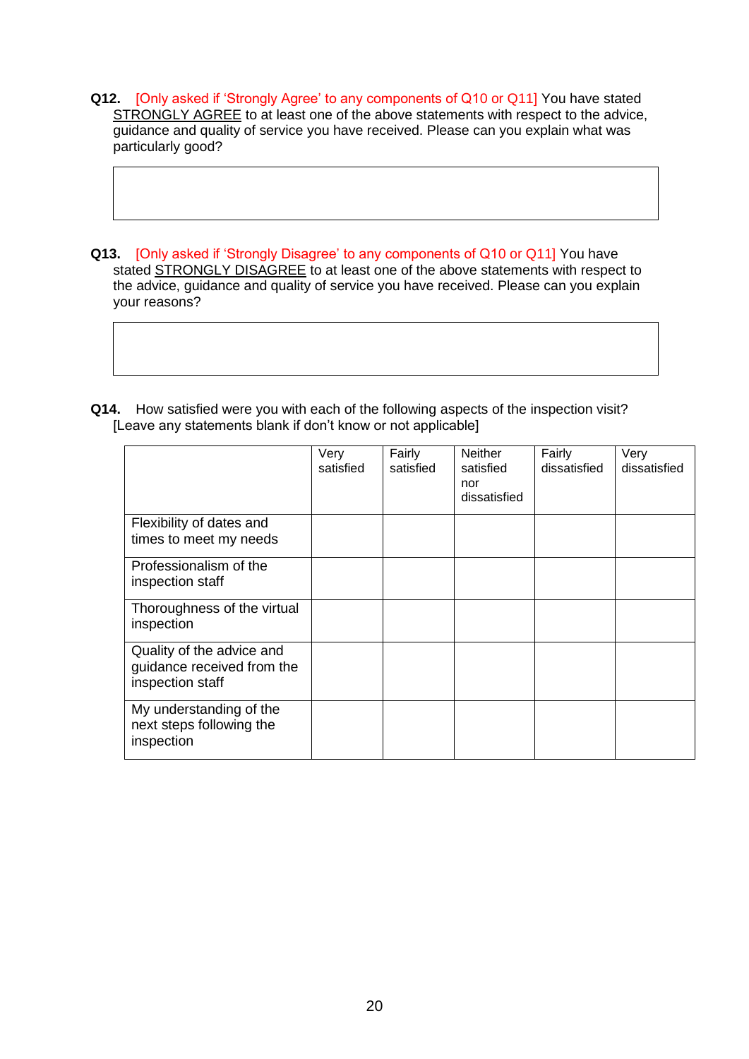**Q12.** [Only asked if 'Strongly Agree' to any components of Q10 or Q11] You have stated STRONGLY AGREE to at least one of the above statements with respect to the advice, guidance and quality of service you have received. Please can you explain what was particularly good?

| |
|---|
| |

**Q13.** [Only asked if 'Strongly Disagree' to any components of Q10 or Q11] You have stated STRONGLY DISAGREE to at least one of the above statements with respect to the advice, guidance and quality of service you have received. Please can you explain your reasons?

| |
|---|
| |

**Q14.** How satisfied were you with each of the following aspects of the inspection visit? [Leave any statements blank if don't know or not applicable]

| | Very satisfied | Fairly satisfied | Neither satisfied nor dissatisfied | Fairly dissatisfied | Very dissatisfied |
|---|---|---|---|---|---|
| Flexibility of dates and times to meet my needs | | | | | |
| Professionalism of the inspection staff | | | | | |
| Thoroughness of the virtual inspection | | | | | |
| Quality of the advice and guidance received from the inspection staff | | | | | |
| My understanding of the next steps following the inspection | | | | | |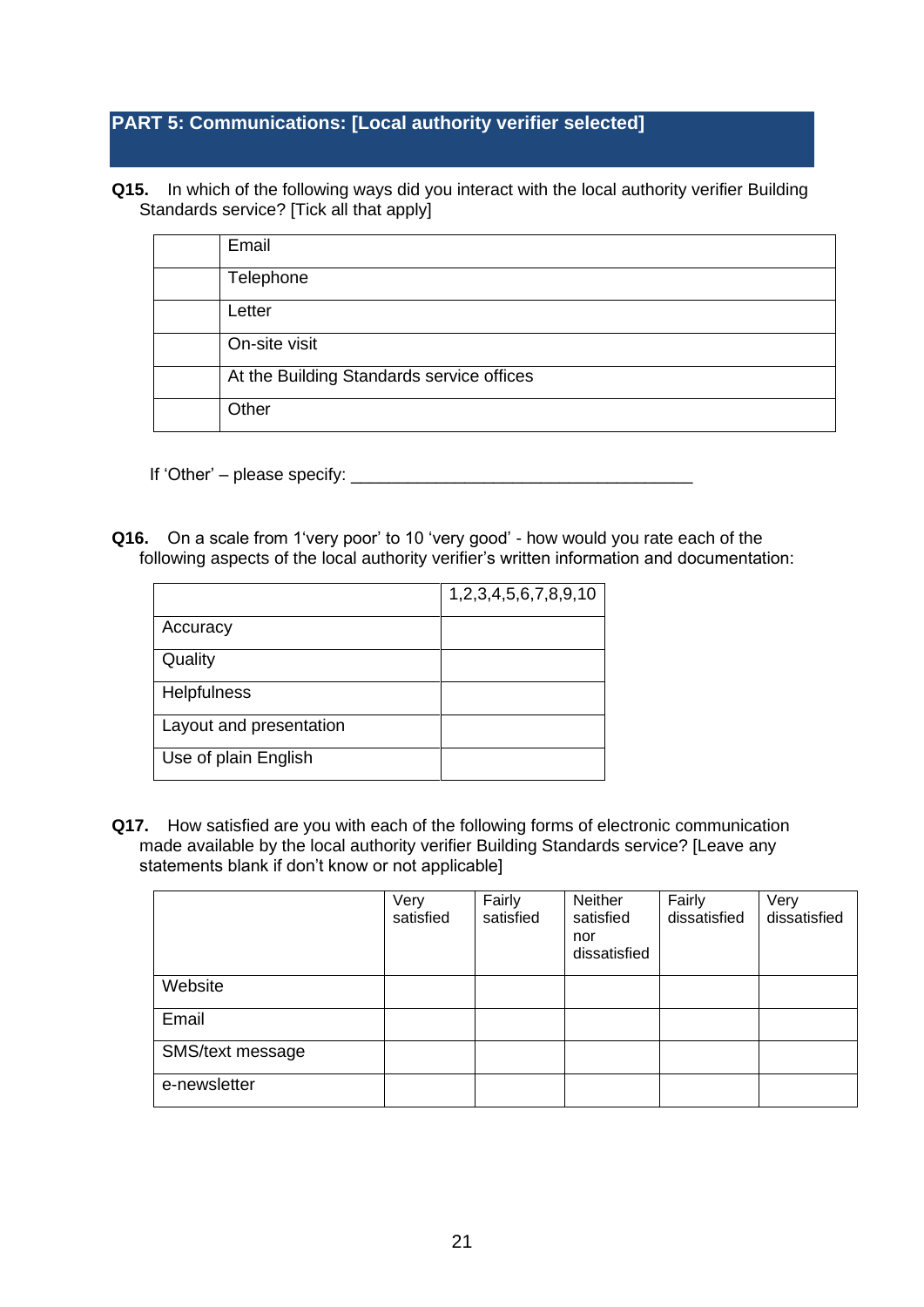## PART 5: Communications: [Local authority verifier selected]

**Q15.** In which of the following ways did you interact with the local authority verifier Building Standards service? [Tick all that apply]

| | |
|---|---|
| | Email |
| | Telephone |
| | Letter |
| | On-site visit |
| | At the Building Standards service offices |
| | Other |

If 'Other' – please specify: ___________________________________

**Q16.** On a scale from 1'very poor' to 10 'very good' - how would you rate each of the following aspects of the local authority verifier's written information and documentation:

| | 1,2,3,4,5,6,7,8,9,10 |
|---|---|
| Accuracy | |
| Quality | |
| Helpfulness | |
| Layout and presentation | |
| Use of plain English | |

**Q17.** How satisfied are you with each of the following forms of electronic communication made available by the local authority verifier Building Standards service? [Leave any statements blank if don't know or not applicable]

| | Very satisfied | Fairly satisfied | Neither satisfied nor dissatisfied | Fairly dissatisfied | Very dissatisfied |
|---|---|---|---|---|---|
| Website | | | | | |
| Email | | | | | |
| SMS/text message | | | | | |
| e-newsletter | | | | | |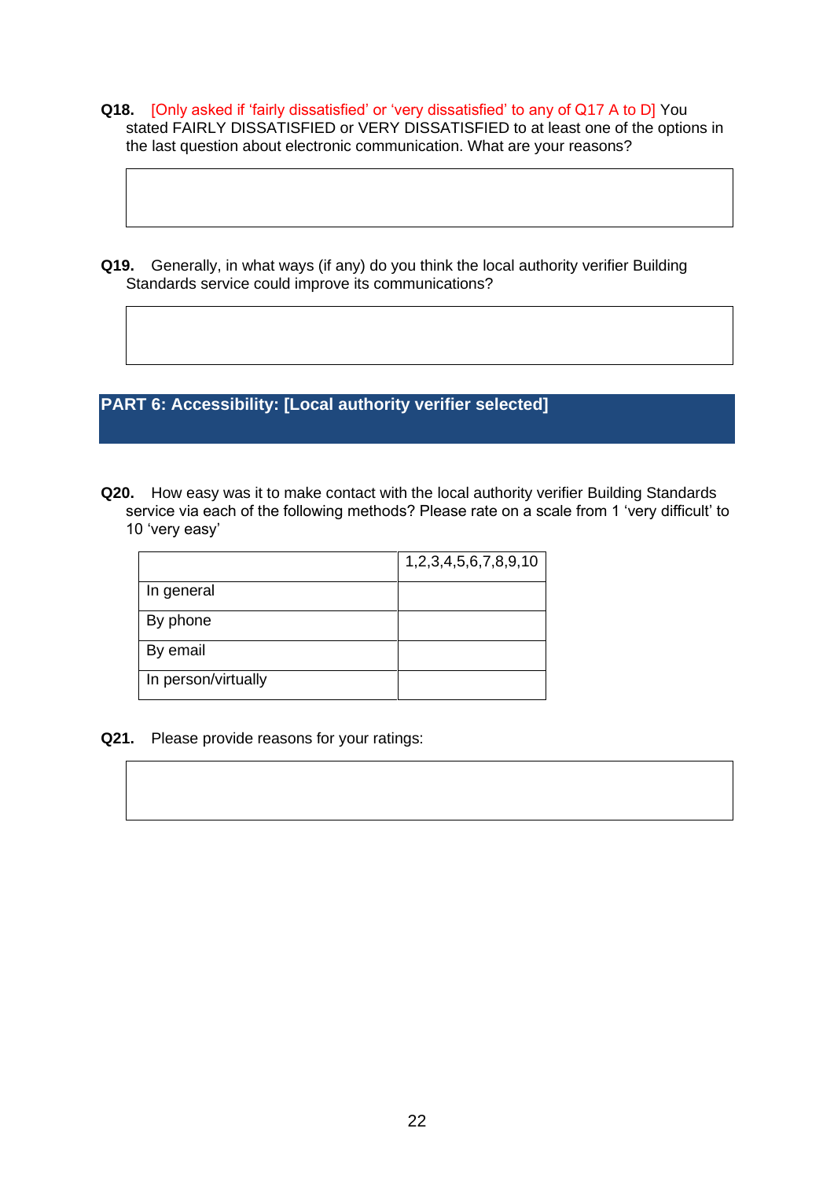**Q18.** [Only asked if 'fairly dissatisfied' or 'very dissatisfied' to any of Q17 A to D] You stated FAIRLY DISSATISFIED or VERY DISSATISFIED to at least one of the options in the last question about electronic communication. What are your reasons?

| |
|---|
| |

**Q19.** Generally, in what ways (if any) do you think the local authority verifier Building Standards service could improve its communications?

| |
|---|
| |

## PART 6: Accessibility: [Local authority verifier selected]

**Q20.** How easy was it to make contact with the local authority verifier Building Standards service via each of the following methods? Please rate on a scale from 1 'very difficult' to 10 'very easy'

| | 1,2,3,4,5,6,7,8,9,10 |
|---|---|
| In general | |
| By phone | |
| By email | |
| In person/virtually | |

**Q21.** Please provide reasons for your ratings:

| |
|---|
| |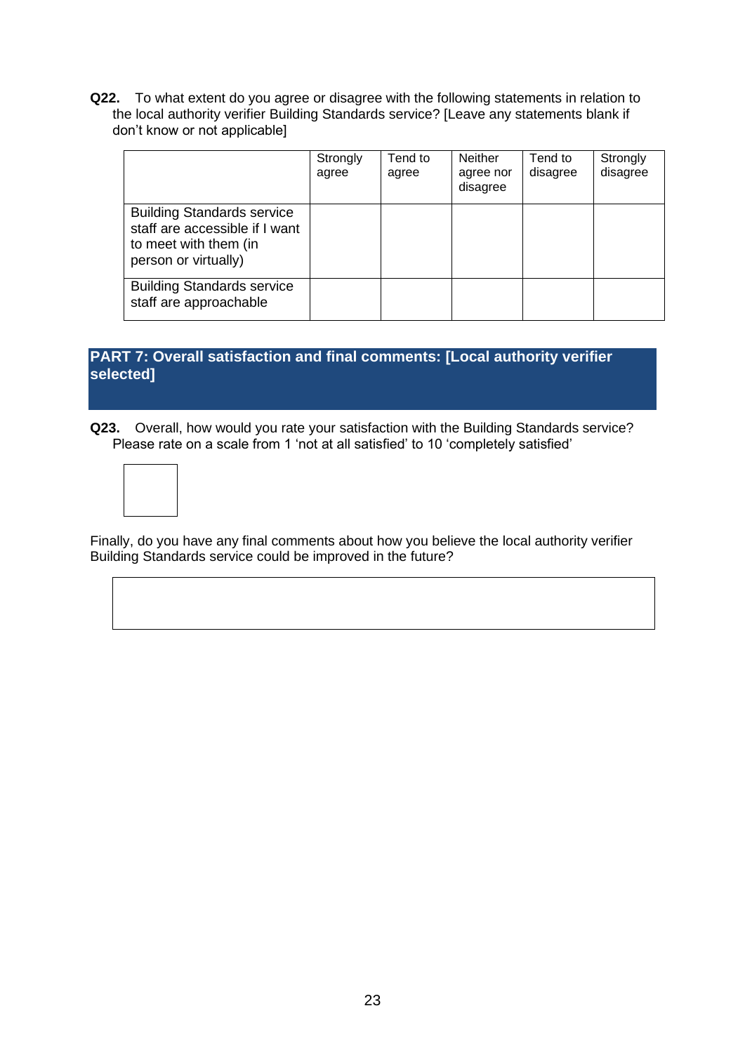**Q22.** To what extent do you agree or disagree with the following statements in relation to the local authority verifier Building Standards service? [Leave any statements blank if don't know or not applicable]

| | Strongly agree | Tend to agree | Neither agree nor disagree | Tend to disagree | Strongly disagree |
|---|---|---|---|---|---|
| Building Standards service staff are accessible if I want to meet with them (in person or virtually) | | | | | |
| Building Standards service staff are approachable | | | | | |

## PART 7: Overall satisfaction and final comments: [Local authority verifier selected]

**Q23.** Overall, how would you rate your satisfaction with the Building Standards service? Please rate on a scale from 1 'not at all satisfied' to 10 'completely satisfied'

| |
|---|
| |

Finally, do you have any final comments about how you believe the local authority verifier Building Standards service could be improved in the future?

| |
|---|
| |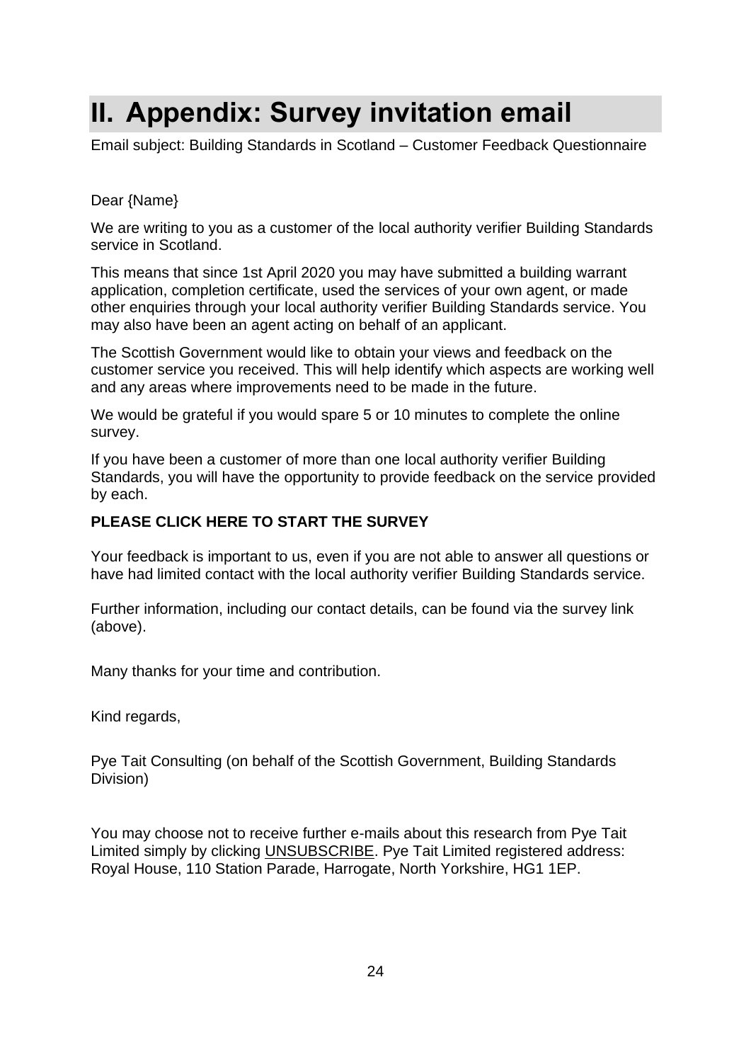# II. Appendix: Survey invitation email

Email subject: Building Standards in Scotland – Customer Feedback Questionnaire

Dear {Name}

We are writing to you as a customer of the local authority verifier Building Standards service in Scotland.

This means that since 1st April 2020 you may have submitted a building warrant application, completion certificate, used the services of your own agent, or made other enquiries through your local authority verifier Building Standards service. You may also have been an agent acting on behalf of an applicant.

The Scottish Government would like to obtain your views and feedback on the customer service you received. This will help identify which aspects are working well and any areas where improvements need to be made in the future.

We would be grateful if you would spare 5 or 10 minutes to complete the online survey.

If you have been a customer of more than one local authority verifier Building Standards, you will have the opportunity to provide feedback on the service provided by each.

**PLEASE CLICK HERE TO START THE SURVEY**

Your feedback is important to us, even if you are not able to answer all questions or have had limited contact with the local authority verifier Building Standards service.

Further information, including our contact details, can be found via the survey link (above).

Many thanks for your time and contribution.

Kind regards,

Pye Tait Consulting (on behalf of the Scottish Government, Building Standards Division)

You may choose not to receive further e-mails about this research from Pye Tait Limited simply by clicking UNSUBSCRIBE. Pye Tait Limited registered address: Royal House, 110 Station Parade, Harrogate, North Yorkshire, HG1 1EP.